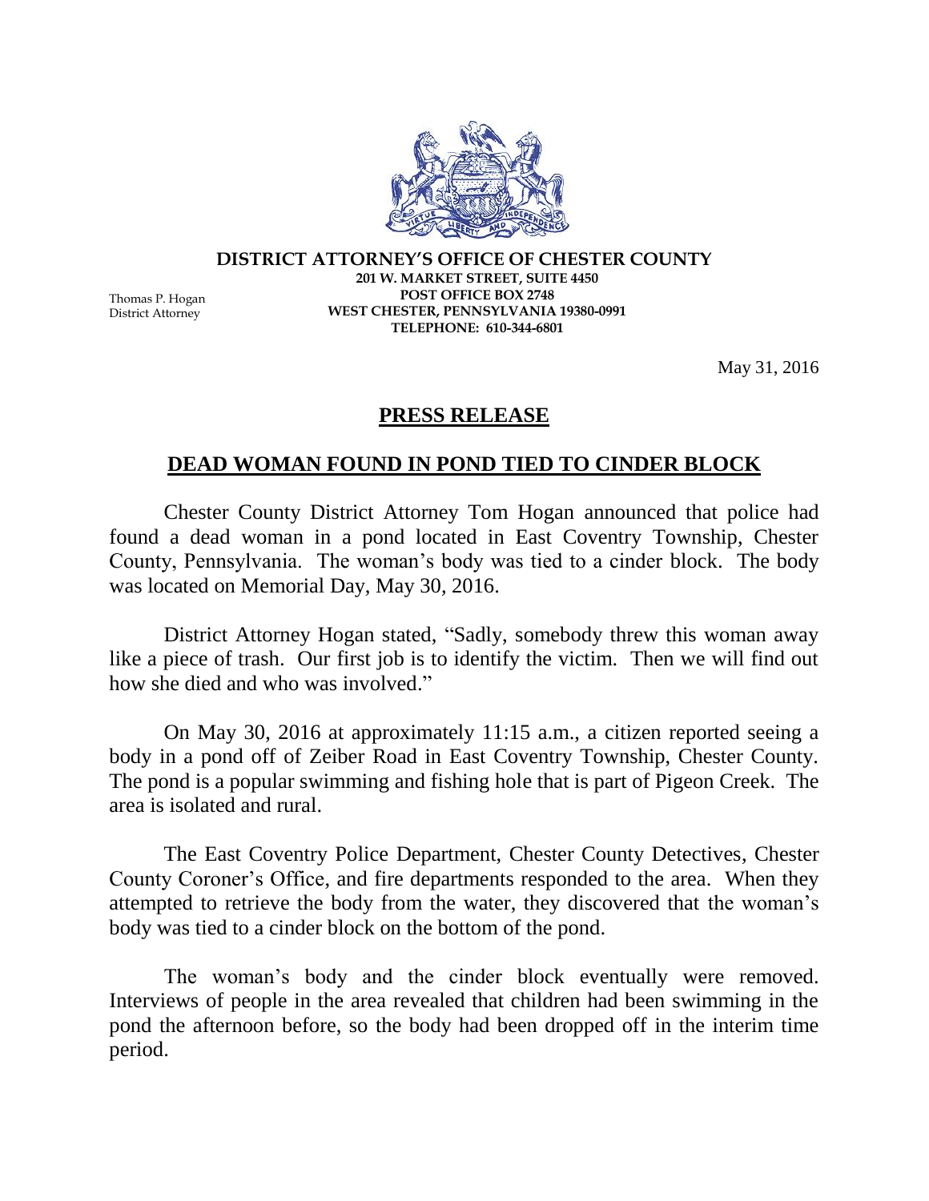**DISTRICT ATTORNEY'S OFFICE OF CHESTER COUNTY**
**201 W. MARKET STREET, SUITE 4450**
**POST OFFICE BOX 2748**
**WEST CHESTER, PENNSYLVANIA 19380-0991**
**TELEPHONE: 610-344-6801**

Thomas P. Hogan
District Attorney

May 31, 2016

# PRESS RELEASE

## DEAD WOMAN FOUND IN POND TIED TO CINDER BLOCK

Chester County District Attorney Tom Hogan announced that police had found a dead woman in a pond located in East Coventry Township, Chester County, Pennsylvania. The woman's body was tied to a cinder block. The body was located on Memorial Day, May 30, 2016.

District Attorney Hogan stated, "Sadly, somebody threw this woman away like a piece of trash. Our first job is to identify the victim. Then we will find out how she died and who was involved."

On May 30, 2016 at approximately 11:15 a.m., a citizen reported seeing a body in a pond off of Zeiber Road in East Coventry Township, Chester County. The pond is a popular swimming and fishing hole that is part of Pigeon Creek. The area is isolated and rural.

The East Coventry Police Department, Chester County Detectives, Chester County Coroner's Office, and fire departments responded to the area. When they attempted to retrieve the body from the water, they discovered that the woman's body was tied to a cinder block on the bottom of the pond.

The woman's body and the cinder block eventually were removed. Interviews of people in the area revealed that children had been swimming in the pond the afternoon before, so the body had been dropped off in the interim time period.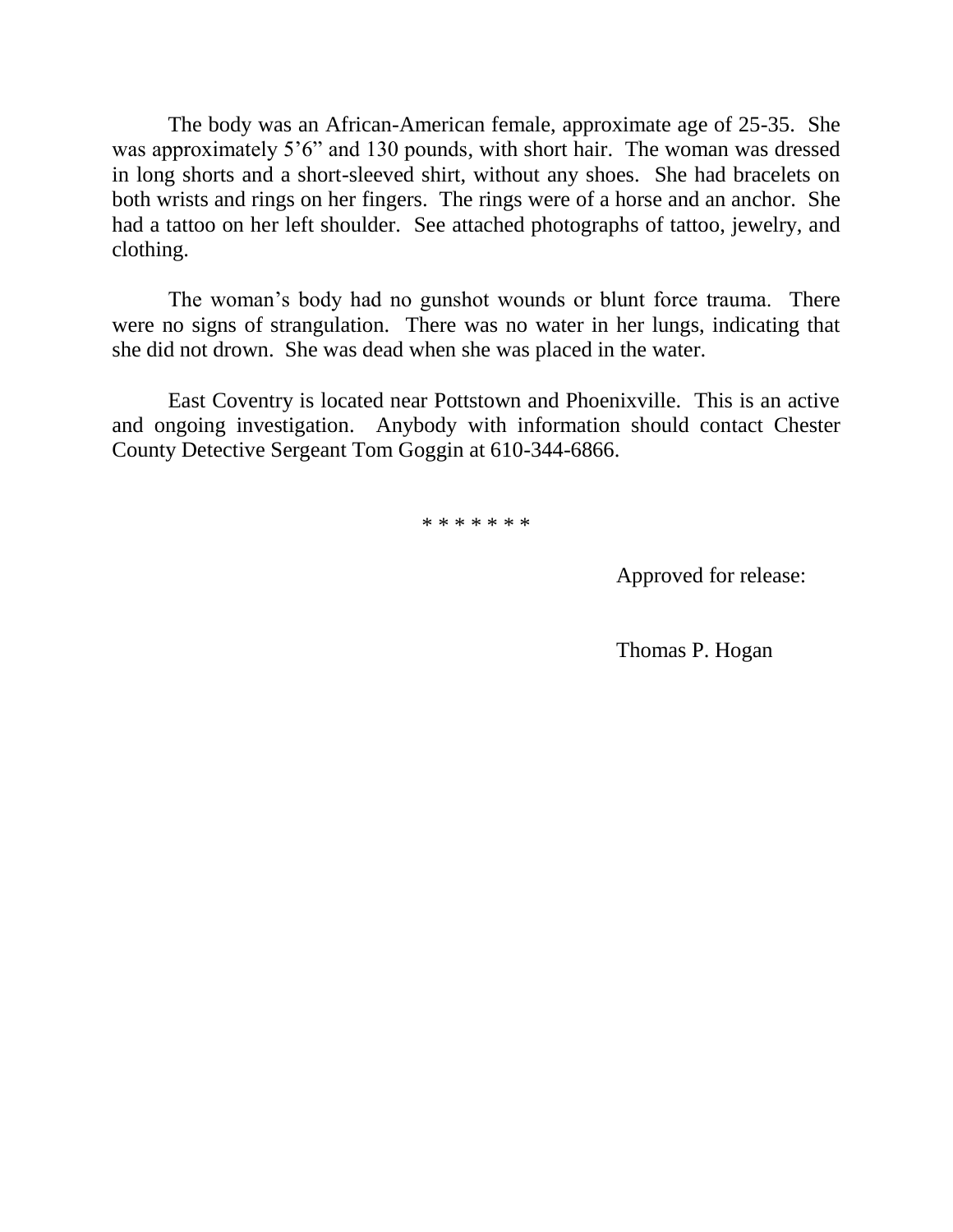The body was an African-American female, approximate age of 25-35. She was approximately 5'6" and 130 pounds, with short hair. The woman was dressed in long shorts and a short-sleeved shirt, without any shoes. She had bracelets on both wrists and rings on her fingers. The rings were of a horse and an anchor. She had a tattoo on her left shoulder. See attached photographs of tattoo, jewelry, and clothing.

The woman's body had no gunshot wounds or blunt force trauma. There were no signs of strangulation. There was no water in her lungs, indicating that she did not drown. She was dead when she was placed in the water.

East Coventry is located near Pottstown and Phoenixville. This is an active and ongoing investigation. Anybody with information should contact Chester County Detective Sergeant Tom Goggin at 610-344-6866.

\* \* \* \* \* \* \*

Approved for release:

Thomas P. Hogan